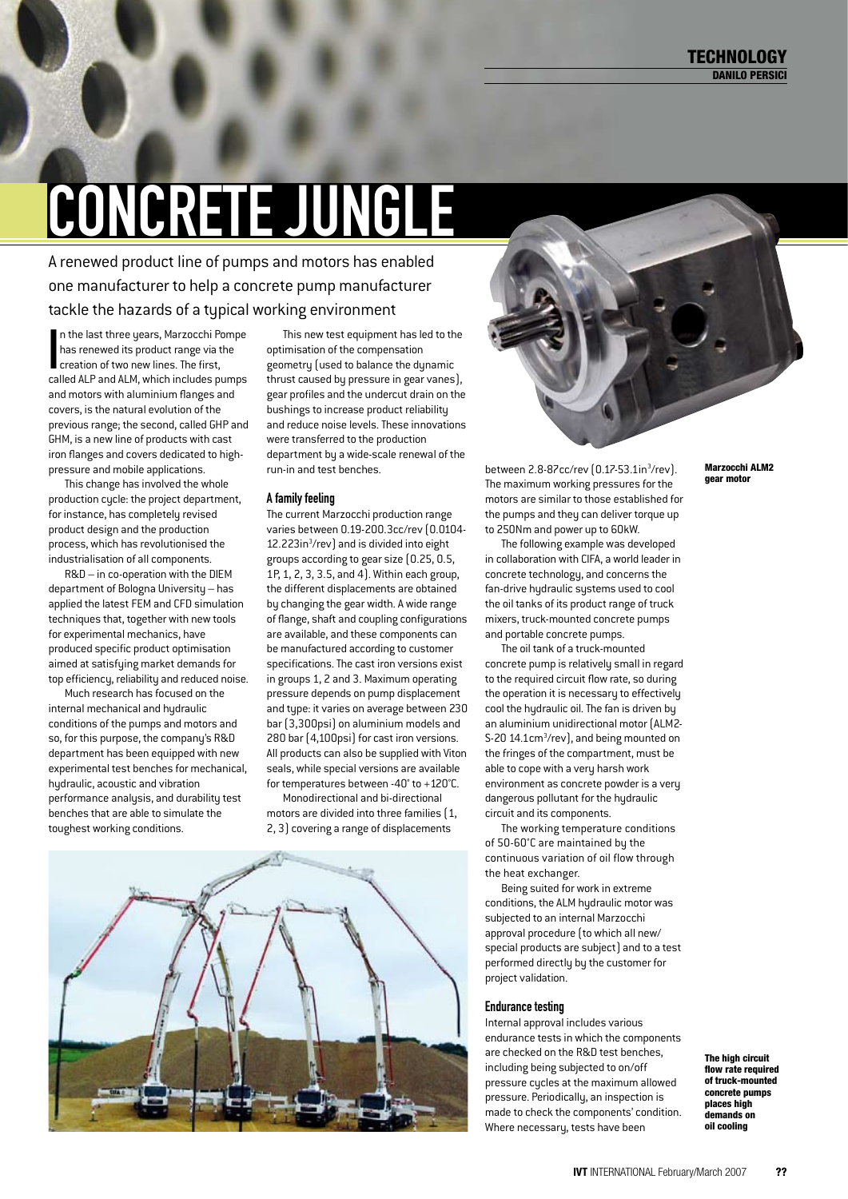# CONCRETE JUNGLE

A renewed product line of pumps and motors has enabled one manufacturer to help a concrete pump manufacturer tackle the hazards of a typical working environment

In the last three years, Marzocchi Pompe has renewed its product range via the creation of two new lines. The first, called ALP and ALM, which includes pumps and motors with aluminium flanges and covers, is the natural evolution of the previous range; the second, called GHP and GHM, is a new line of products with cast iron flanges and covers dedicated to high-pressure and mobile applications.

This change has involved the whole production cycle: the project department, for instance, has completely revised product design and the production process, which has revolutionised the industrialisation of all components.

R&D – in co-operation with the DIEM department of Bologna University – has applied the latest FEM and CFD simulation techniques that, together with new tools for experimental mechanics, have produced specific product optimisation aimed at satisfying market demands for top efficiency, reliability and reduced noise.

Much research has focused on the internal mechanical and hydraulic conditions of the pumps and motors and so, for this purpose, the company's R&D department has been equipped with new experimental test benches for mechanical, hydraulic, acoustic and vibration performance analysis, and durability test benches that are able to simulate the toughest working conditions.

This new test equipment has led to the optimisation of the compensation geometry (used to balance the dynamic thrust caused by pressure in gear vanes), gear profiles and the undercut drain on the bushings to increase product reliability and reduce noise levels. These innovations were transferred to the production department by a wide-scale renewal of the run-in and test benches.

## A family feeling

The current Marzocchi production range varies between 0.19-200.3cc/rev (0.0104-12.223in$^3$/rev) and is divided into eight groups according to gear size (0.25, 0.5, 1P, 1, 2, 3, 3.5, and 4). Within each group, the different displacements are obtained by changing the gear width. A wide range of flange, shaft and coupling configurations are available, and these components can be manufactured according to customer specifications. The cast iron versions exist in groups 1, 2 and 3. Maximum operating pressure depends on pump displacement and type: it varies on average between 230 bar (3,300psi) on aluminium models and 280 bar (4,100psi) for cast iron versions. All products can also be supplied with Viton seals, while special versions are available for temperatures between -40° to +120°C.

Monodirectional and bi-directional motors are divided into three families (1, 2, 3) covering a range of displacements between 2.8-87cc/rev (0.17-53.1in$^3$/rev). The maximum working pressures for the motors are similar to those established for the pumps and they can deliver torque up to 250Nm and power up to 60kW.

Marzocchi ALM2 gear motor

The following example was developed in collaboration with CIFA, a world leader in concrete technology, and concerns the fan-drive hydraulic systems used to cool the oil tanks of its product range of truck mixers, truck-mounted concrete pumps and portable concrete pumps.

The oil tank of a truck-mounted concrete pump is relatively small in regard to the required circuit flow rate, so during the operation it is necessary to effectively cool the hydraulic oil. The fan is driven by an aluminium unidirectional motor (ALM2-S-20 14.1cm$^3$/rev), and being mounted on the fringes of the compartment, must be able to cope with a very harsh work environment as concrete powder is a very dangerous pollutant for the hydraulic circuit and its components.

The working temperature conditions of 50-60°C are maintained by the continuous variation of oil flow through the heat exchanger.

Being suited for work in extreme conditions, the ALM hydraulic motor was subjected to an internal Marzocchi approval procedure (to which all new/special products are subject) and to a test performed directly by the customer for project validation.

## Endurance testing

Internal approval includes various endurance tests in which the components are checked on the R&D test benches, including being subjected to on/off pressure cycles at the maximum allowed pressure. Periodically, an inspection is made to check the components' condition. Where necessary, tests have been

The high circuit flow rate required of truck-mounted concrete pumps places high demands on oil cooling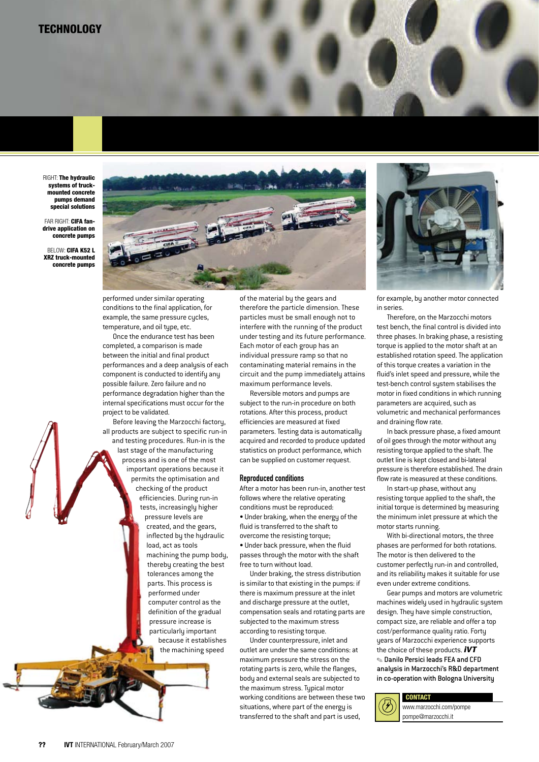RIGHT: **The hydraulic systems of truck-mounted concrete pumps demand special solutions**

FAR RIGHT: **CIFA fan-drive application on concrete pumps**

BELOW: **CIFA K52 L XRZ truck-mounted concrete pumps**

performed under similar operating conditions to the final application, for example, the same pressure cycles, temperature, and oil type, etc.

Once the endurance test has been completed, a comparison is made between the initial and final product performances and a deep analysis of each component is conducted to identify any possible failure. Zero failure and no performance degradation higher than the internal specifications must occur for the project to be validated.

Before leaving the Marzocchi factory, all products are subject to specific run-in and testing procedures. Run-in is the last stage of the manufacturing process and is one of the most important operations because it permits the optimisation and checking of the product efficiencies. During run-in tests, increasingly higher pressure levels are created, and the gears, inflected by the hydraulic load, act as tools machining the pump body, thereby creating the best tolerances among the parts. This process is performed under computer control as the definition of the gradual pressure increase is particularly important because it establishes the machining speed of the material by the gears and therefore the particle dimension. These particles must be small enough not to interfere with the running of the product under testing and its future performance. Each motor of each group has an individual pressure ramp so that no contaminating material remains in the circuit and the pump immediately attains maximum performance levels.

Reversible motors and pumps are subject to the run-in procedure on both rotations. After this process, product efficiencies are measured at fixed parameters. Testing data is automatically acquired and recorded to produce updated statistics on product performance, which can be supplied on customer request.

## Reproduced conditions

After a motor has been run-in, another test follows where the relative operating conditions must be reproduced:

- Under braking, when the energy of the fluid is transferred to the shaft to overcome the resisting torque;
- Under back pressure, when the fluid passes through the motor with the shaft free to turn without load.

Under braking, the stress distribution is similar to that existing in the pumps: if there is maximum pressure at the inlet and discharge pressure at the outlet, compensation seals and rotating parts are subjected to the maximum stress according to resisting torque.

Under counterpressure, inlet and outlet are under the same conditions: at maximum pressure the stress on the rotating parts is zero, while the flanges, body and external seals are subjected to the maximum stress. Typical motor working conditions are between these two situations, where part of the energy is transferred to the shaft and part is used, for example, by another motor connected in series.

Therefore, on the Marzocchi motors test bench, the final control is divided into three phases. In braking phase, a resisting torque is applied to the motor shaft at an established rotation speed. The application of this torque creates a variation in the fluid's inlet speed and pressure, while the test-bench control system stabilises the motor in fixed conditions in which running parameters are acquired, such as volumetric and mechanical performances and draining flow rate.

In back pressure phase, a fixed amount of oil goes through the motor without any resisting torque applied to the shaft. The outlet line is kept closed and bi-lateral pressure is therefore established. The drain flow rate is measured at these conditions.

In start-up phase, without any resisting torque applied to the shaft, the initial torque is determined by measuring the minimum inlet pressure at which the motor starts running.

With bi-directional motors, the three phases are performed for both rotations. The motor is then delivered to the customer perfectly run-in and controlled, and its reliability makes it suitable for use even under extreme conditions.

Gear pumps and motors are volumetric machines widely used in hydraulic system design. They have simple construction, compact size, are reliable and offer a top cost/performance quality ratio. Forty years of Marzocchi experience supports the choice of these products. ***iVT***

**Danilo Persici leads FEA and CFD analysis in Marzocchi's R&D department in co-operation with Bologna University**

**CONTACT**
www.marzocchi.com/pompe
pompe@marzocchi.it